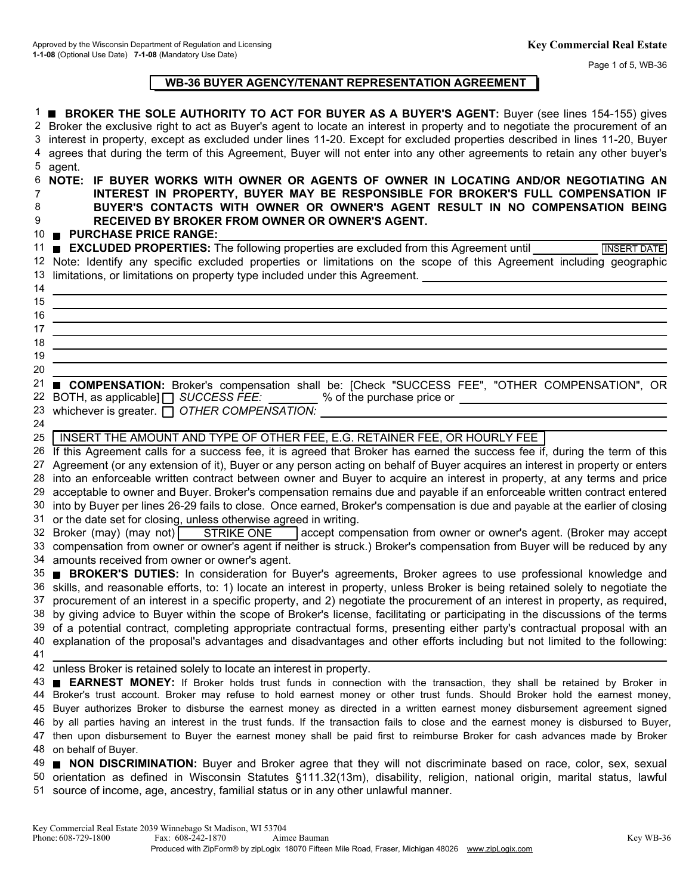Approved by the Wisconsin Department of Regulation and Licensing
**1-1-08** (Optional Use Date) **7-1-08** (Mandatory Use Date)

**Key Commercial Real Estate**

# WB-36 BUYER AGENCY/TENANT REPRESENTATION AGREEMENT

1 ■ **BROKER THE SOLE AUTHORITY TO ACT FOR BUYER AS A BUYER'S AGENT:** Buyer (see lines 154-155) gives
2 Broker the exclusive right to act as Buyer's agent to locate an interest in property and to negotiate the procurement of an
3 interest in property, except as excluded under lines 11-20. Except for excluded properties described in lines 11-20, Buyer
4 agrees that during the term of this Agreement, Buyer will not enter into any other agreements to retain any other buyer's
5 agent.
6 **NOTE: IF BUYER WORKS WITH OWNER OR AGENTS OF OWNER IN LOCATING AND/OR NEGOTIATING AN**
7 **INTEREST IN PROPERTY, BUYER MAY BE RESPONSIBLE FOR BROKER'S FULL COMPENSATION IF**
8 **BUYER'S CONTACTS WITH OWNER OR OWNER'S AGENT RESULT IN NO COMPENSATION BEING**
9 **RECEIVED BY BROKER FROM OWNER OR OWNER'S AGENT.**
10 ■ **PURCHASE PRICE RANGE:** ______________________________
11 ■ **EXCLUDED PROPERTIES:** The following properties are excluded from this Agreement until __________ INSERT DATE
12 Note: Identify any specific excluded properties or limitations on the scope of this Agreement including geographic
13 limitations, or limitations on property type included under this Agreement. ______________________________
14 ______________________________
15 ______________________________
16 ______________________________
17 ______________________________
18 ______________________________
19 ______________________________
20 ______________________________
21 ■ **COMPENSATION:** Broker's compensation shall be: [Check "SUCCESS FEE", "OTHER COMPENSATION", OR
22 BOTH, as applicable] ☐ *SUCCESS FEE:* ________ % of the purchase price or ______________________________
23 whichever is greater. ☐ *OTHER COMPENSATION:* ______________________________
24 ______________________________
25 INSERT THE AMOUNT AND TYPE OF OTHER FEE, E.G. RETAINER FEE, OR HOURLY FEE
26 If this Agreement calls for a success fee, it is agreed that Broker has earned the success fee if, during the term of this
27 Agreement (or any extension of it), Buyer or any person acting on behalf of Buyer acquires an interest in property or enters
28 into an enforceable written contract between owner and Buyer to acquire an interest in property, at any terms and price
29 acceptable to owner and Buyer. Broker's compensation remains due and payable if an enforceable written contract entered
30 into by Buyer per lines 26-29 fails to close. Once earned, Broker's compensation is due and payable at the earlier of closing
31 or the date set for closing, unless otherwise agreed in writing.
32 Broker (may) (may not) STRIKE ONE accept compensation from owner or owner's agent. (Broker may accept
33 compensation from owner or owner's agent if neither is struck.) Broker's compensation from Buyer will be reduced by any
34 amounts received from owner or owner's agent.
35 ■ **BROKER'S DUTIES:** In consideration for Buyer's agreements, Broker agrees to use professional knowledge and
36 skills, and reasonable efforts, to: 1) locate an interest in property, unless Broker is being retained solely to negotiate the
37 procurement of an interest in a specific property, and 2) negotiate the procurement of an interest in property, as required,
38 by giving advice to Buyer within the scope of Broker's license, facilitating or participating in the discussions of the terms
39 of a potential contract, completing appropriate contractual forms, presenting either party's contractual proposal with an
40 explanation of the proposal's advantages and disadvantages and other efforts including but not limited to the following:
41 ______________________________
42 unless Broker is retained solely to locate an interest in property.
43 ■ **EARNEST MONEY:** If Broker holds trust funds in connection with the transaction, they shall be retained by Broker in
44 Broker's trust account. Broker may refuse to hold earnest money or other trust funds. Should Broker hold the earnest money,
45 Buyer authorizes Broker to disburse the earnest money as directed in a written earnest money disbursement agreement signed
46 by all parties having an interest in the trust funds. If the transaction fails to close and the earnest money is disbursed to Buyer,
47 then upon disbursement to Buyer the earnest money shall be paid first to reimburse Broker for cash advances made by Broker
48 on behalf of Buyer.
49 ■ **NON DISCRIMINATION:** Buyer and Broker agree that they will not discriminate based on race, color, sex, sexual
50 orientation as defined in Wisconsin Statutes §111.32(13m), disability, religion, national origin, marital status, lawful
51 source of income, age, ancestry, familial status or in any other unlawful manner.

Key Commercial Real Estate 2039 Winnebago St Madison, WI 53704
Phone: 608-729-1800 Fax: 608-242-1870 Aimee Bauman Key WB-36
Produced with ZipForm® by zipLogix 18070 Fifteen Mile Road, Fraser, Michigan 48026 www.zipLogix.com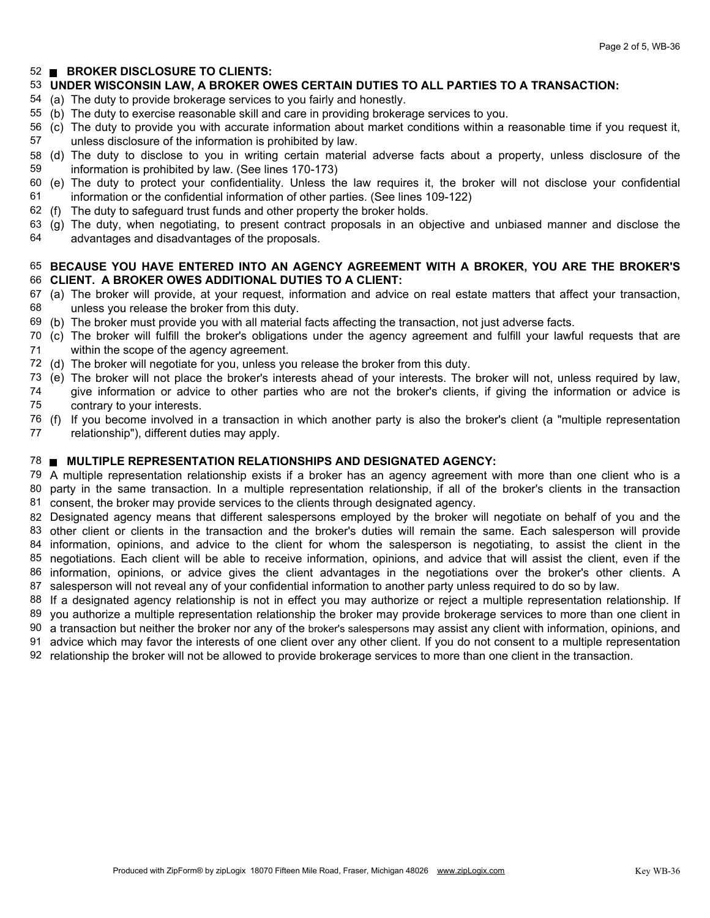## BROKER DISCLOSURE TO CLIENTS:

**UNDER WISCONSIN LAW, A BROKER OWES CERTAIN DUTIES TO ALL PARTIES TO A TRANSACTION:**

(a) The duty to provide brokerage services to you fairly and honestly.

(b) The duty to exercise reasonable skill and care in providing brokerage services to you.

(c) The duty to provide you with accurate information about market conditions within a reasonable time if you request it, unless disclosure of the information is prohibited by law.

(d) The duty to disclose to you in writing certain material adverse facts about a property, unless disclosure of the information is prohibited by law. (See lines 170-173)

(e) The duty to protect your confidentiality. Unless the law requires it, the broker will not disclose your confidential information or the confidential information of other parties. (See lines 109-122)

(f) The duty to safeguard trust funds and other property the broker holds.

(g) The duty, when negotiating, to present contract proposals in an objective and unbiased manner and disclose the advantages and disadvantages of the proposals.

**BECAUSE YOU HAVE ENTERED INTO AN AGENCY AGREEMENT WITH A BROKER, YOU ARE THE BROKER'S CLIENT. A BROKER OWES ADDITIONAL DUTIES TO A CLIENT:**

(a) The broker will provide, at your request, information and advice on real estate matters that affect your transaction, unless you release the broker from this duty.

(b) The broker must provide you with all material facts affecting the transaction, not just adverse facts.

(c) The broker will fulfill the broker's obligations under the agency agreement and fulfill your lawful requests that are within the scope of the agency agreement.

(d) The broker will negotiate for you, unless you release the broker from this duty.

(e) The broker will not place the broker's interests ahead of your interests. The broker will not, unless required by law, give information or advice to other parties who are not the broker's clients, if giving the information or advice is contrary to your interests.

(f) If you become involved in a transaction in which another party is also the broker's client (a "multiple representation relationship"), different duties may apply.

## MULTIPLE REPRESENTATION RELATIONSHIPS AND DESIGNATED AGENCY:

A multiple representation relationship exists if a broker has an agency agreement with more than one client who is a party in the same transaction. In a multiple representation relationship, if all of the broker's clients in the transaction consent, the broker may provide services to the clients through designated agency.

Designated agency means that different salespersons employed by the broker will negotiate on behalf of you and the other client or clients in the transaction and the broker's duties will remain the same. Each salesperson will provide information, opinions, and advice to the client for whom the salesperson is negotiating, to assist the client in the negotiations. Each client will be able to receive information, opinions, and advice that will assist the client, even if the information, opinions, or advice gives the client advantages in the negotiations over the broker's other clients. A salesperson will not reveal any of your confidential information to another party unless required to do so by law.

If a designated agency relationship is not in effect you may authorize or reject a multiple representation relationship. If you authorize a multiple representation relationship the broker may provide brokerage services to more than one client in a transaction but neither the broker nor any of the broker's salespersons may assist any client with information, opinions, and advice which may favor the interests of one client over any other client. If you do not consent to a multiple representation relationship the broker will not be allowed to provide brokerage services to more than one client in the transaction.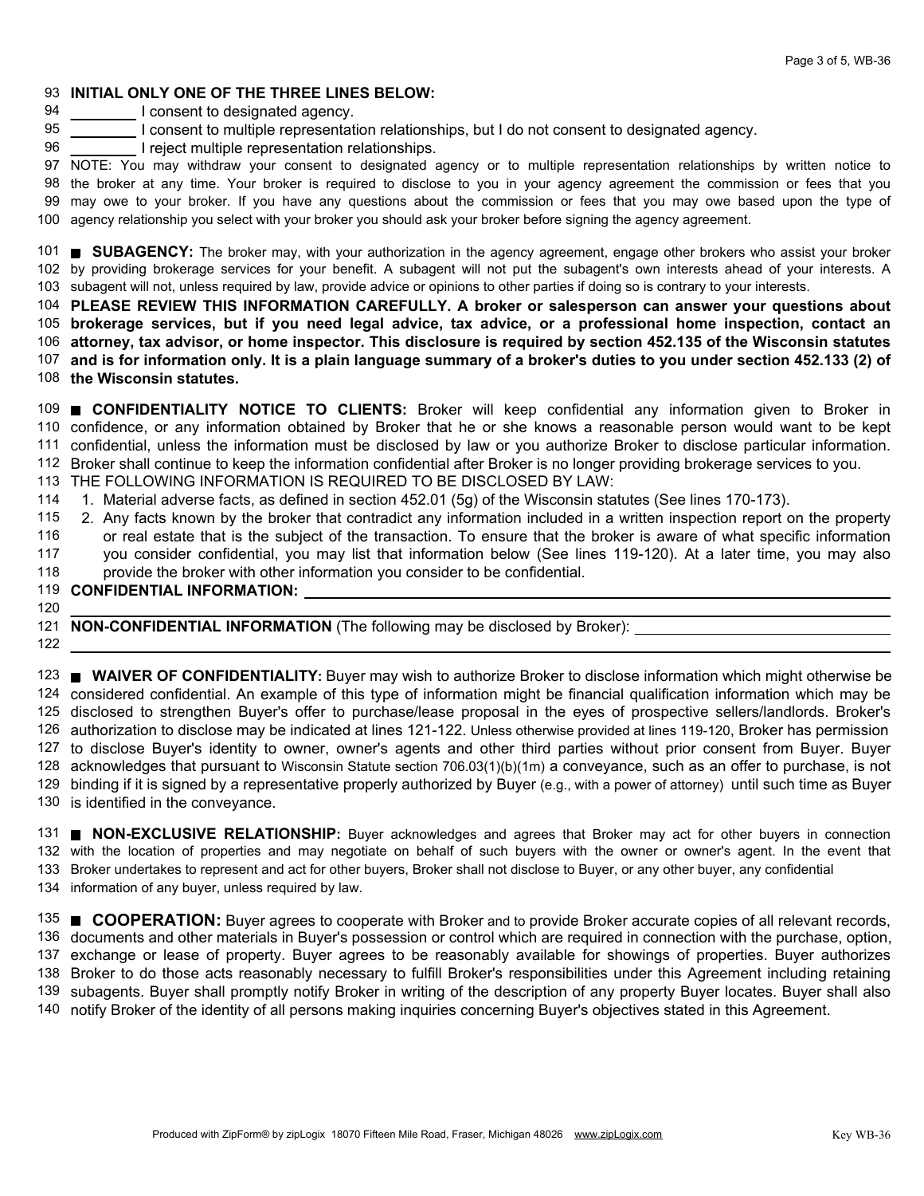**INITIAL ONLY ONE OF THE THREE LINES BELOW:**

________ I consent to designated agency.

________ I consent to multiple representation relationships, but I do not consent to designated agency.

________ I reject multiple representation relationships.

NOTE: You may withdraw your consent to designated agency or to multiple representation relationships by written notice to the broker at any time. Your broker is required to disclose to you in your agency agreement the commission or fees that you may owe to your broker. If you have any questions about the commission or fees that you may owe based upon the type of agency relationship you select with your broker you should ask your broker before signing the agency agreement.

■ **SUBAGENCY:** The broker may, with your authorization in the agency agreement, engage other brokers who assist your broker by providing brokerage services for your benefit. A subagent will not put the subagent's own interests ahead of your interests. A subagent will not, unless required by law, provide advice or opinions to other parties if doing so is contrary to your interests.

**PLEASE REVIEW THIS INFORMATION CAREFULLY. A broker or salesperson can answer your questions about brokerage services, but if you need legal advice, tax advice, or a professional home inspection, contact an attorney, tax advisor, or home inspector. This disclosure is required by section 452.135 of the Wisconsin statutes and is for information only. It is a plain language summary of a broker's duties to you under section 452.133 (2) of the Wisconsin statutes.**

■ **CONFIDENTIALITY NOTICE TO CLIENTS:** Broker will keep confidential any information given to Broker in confidence, or any information obtained by Broker that he or she knows a reasonable person would want to be kept confidential, unless the information must be disclosed by law or you authorize Broker to disclose particular information. Broker shall continue to keep the information confidential after Broker is no longer providing brokerage services to you.

THE FOLLOWING INFORMATION IS REQUIRED TO BE DISCLOSED BY LAW:

1. Material adverse facts, as defined in section 452.01 (5g) of the Wisconsin statutes (See lines 170-173).
2. Any facts known by the broker that contradict any information included in a written inspection report on the property or real estate that is the subject of the transaction. To ensure that the broker is aware of what specific information you consider confidential, you may list that information below (See lines 119-120). At a later time, you may also provide the broker with other information you consider to be confidential.

**CONFIDENTIAL INFORMATION:** ____________________________________________

____________________________________________

**NON-CONFIDENTIAL INFORMATION** (The following may be disclosed by Broker): ____________________

____________________________________________

■ **WAIVER OF CONFIDENTIALITY:** Buyer may wish to authorize Broker to disclose information which might otherwise be considered confidential. An example of this type of information might be financial qualification information which may be disclosed to strengthen Buyer's offer to purchase/lease proposal in the eyes of prospective sellers/landlords. Broker's authorization to disclose may be indicated at lines 121-122. Unless otherwise provided at lines 119-120, Broker has permission to disclose Buyer's identity to owner, owner's agents and other third parties without prior consent from Buyer. Buyer acknowledges that pursuant to Wisconsin Statute section 706.03(1)(b)(1m) a conveyance, such as an offer to purchase, is not binding if it is signed by a representative properly authorized by Buyer (e.g., with a power of attorney) until such time as Buyer is identified in the conveyance.

■ **NON-EXCLUSIVE RELATIONSHIP:** Buyer acknowledges and agrees that Broker may act for other buyers in connection with the location of properties and may negotiate on behalf of such buyers with the owner or owner's agent. In the event that Broker undertakes to represent and act for other buyers, Broker shall not disclose to Buyer, or any other buyer, any confidential information of any buyer, unless required by law.

■ **COOPERATION:** Buyer agrees to cooperate with Broker and to provide Broker accurate copies of all relevant records, documents and other materials in Buyer's possession or control which are required in connection with the purchase, option, exchange or lease of property. Buyer agrees to be reasonably available for showings of properties. Buyer authorizes Broker to do those acts reasonably necessary to fulfill Broker's responsibilities under this Agreement including retaining subagents. Buyer shall promptly notify Broker in writing of the description of any property Buyer locates. Buyer shall also notify Broker of the identity of all persons making inquiries concerning Buyer's objectives stated in this Agreement.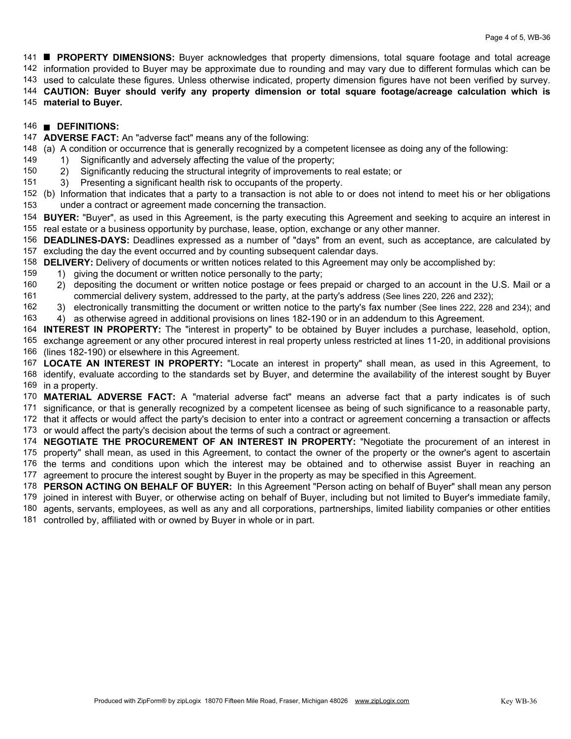■ **PROPERTY DIMENSIONS:** Buyer acknowledges that property dimensions, total square footage and total acreage information provided to Buyer may be approximate due to rounding and may vary due to different formulas which can be used to calculate these figures. Unless otherwise indicated, property dimension figures have not been verified by survey. **CAUTION: Buyer should verify any property dimension or total square footage/acreage calculation which is material to Buyer.**

■ **DEFINITIONS:**

**ADVERSE FACT:** An "adverse fact" means any of the following:

(a) A condition or occurrence that is generally recognized by a competent licensee as doing any of the following:
   1) Significantly and adversely affecting the value of the property;
   2) Significantly reducing the structural integrity of improvements to real estate; or
   3) Presenting a significant health risk to occupants of the property.

(b) Information that indicates that a party to a transaction is not able to or does not intend to meet his or her obligations under a contract or agreement made concerning the transaction.

**BUYER:** "Buyer", as used in this Agreement, is the party executing this Agreement and seeking to acquire an interest in real estate or a business opportunity by purchase, lease, option, exchange or any other manner.

**DEADLINES-DAYS:** Deadlines expressed as a number of "days" from an event, such as acceptance, are calculated by excluding the day the event occurred and by counting subsequent calendar days.

**DELIVERY:** Delivery of documents or written notices related to this Agreement may only be accomplished by:
   1) giving the document or written notice personally to the party;
   2) depositing the document or written notice postage or fees prepaid or charged to an account in the U.S. Mail or a commercial delivery system, addressed to the party, at the party's address (See lines 220, 226 and 232);
   3) electronically transmitting the document or written notice to the party's fax number (See lines 222, 228 and 234); and
   4) as otherwise agreed in additional provisions on lines 182-190 or in an addendum to this Agreement.

**INTEREST IN PROPERTY:** The "interest in property" to be obtained by Buyer includes a purchase, leasehold, option, exchange agreement or any other procured interest in real property unless restricted at lines 11-20, in additional provisions (lines 182-190) or elsewhere in this Agreement.

**LOCATE AN INTEREST IN PROPERTY:** "Locate an interest in property" shall mean, as used in this Agreement, to identify, evaluate according to the standards set by Buyer, and determine the availability of the interest sought by Buyer in a property.

**MATERIAL ADVERSE FACT:** A "material adverse fact" means an adverse fact that a party indicates is of such significance, or that is generally recognized by a competent licensee as being of such significance to a reasonable party, that it affects or would affect the party's decision to enter into a contract or agreement concerning a transaction or affects or would affect the party's decision about the terms of such a contract or agreement.

**NEGOTIATE THE PROCUREMENT OF AN INTEREST IN PROPERTY:** "Negotiate the procurement of an interest in property" shall mean, as used in this Agreement, to contact the owner of the property or the owner's agent to ascertain the terms and conditions upon which the interest may be obtained and to otherwise assist Buyer in reaching an agreement to procure the interest sought by Buyer in the property as may be specified in this Agreement.

**PERSON ACTING ON BEHALF OF BUYER:** In this Agreement "Person acting on behalf of Buyer" shall mean any person joined in interest with Buyer, or otherwise acting on behalf of Buyer, including but not limited to Buyer's immediate family, agents, servants, employees, as well as any and all corporations, partnerships, limited liability companies or other entities controlled by, affiliated with or owned by Buyer in whole or in part.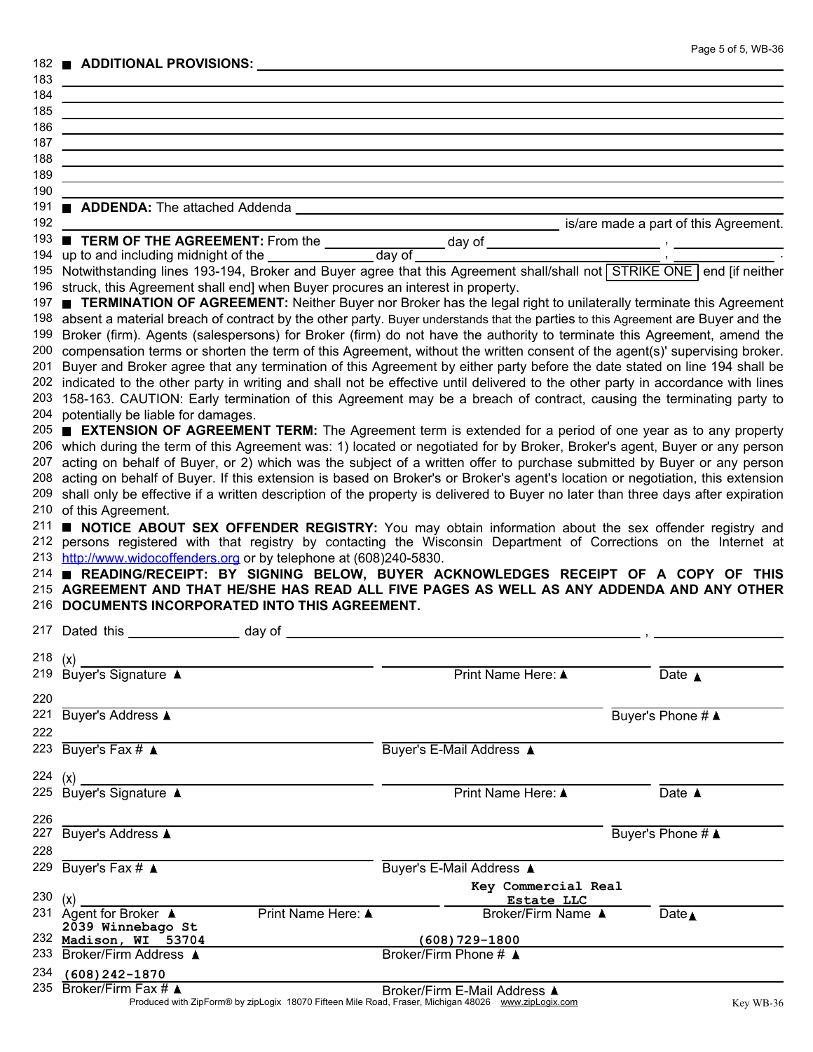182 ■ **ADDITIONAL PROVISIONS:** ______________________________________________
183 ______________________________________________
184 ______________________________________________
185 ______________________________________________
186 ______________________________________________
187 ______________________________________________
188 ______________________________________________
189 ______________________________________________
190 ______________________________________________

191 ■ **ADDENDA:** The attached Addenda ______________________________________________
192 ______________________________________________ is/are made a part of this Agreement.

193 ■ **TERM OF THE AGREEMENT:** From the ________________ day of ______________________ , ______________
194 up to and including midnight of the ______________ day of ______________________ , ______________ .
195 Notwithstanding lines 193-194, Broker and Buyer agree that this Agreement shall/shall not STRIKE ONE end [if neither
196 struck, this Agreement shall end] when Buyer procures an interest in property.

197 ■ **TERMINATION OF AGREEMENT:** Neither Buyer nor Broker has the legal right to unilaterally terminate this Agreement
198 absent a material breach of contract by the other party. Buyer understands that the parties to this Agreement are Buyer and the
199 Broker (firm). Agents (salespersons) for Broker (firm) do not have the authority to terminate this Agreement, amend the
200 compensation terms or shorten the term of this Agreement, without the written consent of the agent(s)' supervising broker.
201 Buyer and Broker agree that any termination of this Agreement by either party before the date stated on line 194 shall be
202 indicated to the other party in writing and shall not be effective until delivered to the other party in accordance with lines
203 158-163. CAUTION: Early termination of this Agreement may be a breach of contract, causing the terminating party to
204 potentially be liable for damages.

205 ■ **EXTENSION OF AGREEMENT TERM:** The Agreement term is extended for a period of one year as to any property
206 which during the term of this Agreement was: 1) located or negotiated for by Broker, Broker's agent, Buyer or any person
207 acting on behalf of Buyer, or 2) which was the subject of a written offer to purchase submitted by Buyer or any person
208 acting on behalf of Buyer. If this extension is based on Broker's or Broker's agent's location or negotiation, this extension
209 shall only be effective if a written description of the property is delivered to Buyer no later than three days after expiration
210 of this Agreement.

211 ■ **NOTICE ABOUT SEX OFFENDER REGISTRY:** You may obtain information about the sex offender registry and
212 persons registered with that registry by contacting the Wisconsin Department of Corrections on the Internet at
213 http://www.widocoffenders.org or by telephone at (608)240-5830.

214 ■ **READING/RECEIPT: BY SIGNING BELOW, BUYER ACKNOWLEDGES RECEIPT OF A COPY OF THIS**
215 **AGREEMENT AND THAT HE/SHE HAS READ ALL FIVE PAGES AS WELL AS ANY ADDENDA AND ANY OTHER**
216 **DOCUMENTS INCORPORATED INTO THIS AGREEMENT.**

217 Dated this ______________ day of ______________________________ , ______________

218 (x) ______________________ ______________________ ______________
219 Buyer's Signature ▲ Print Name Here: ▲ Date ▲

220 ______________________________________________ ______________
221 Buyer's Address ▲ Buyer's Phone # ▲

222 ______________________ ______________________
223 Buyer's Fax # ▲ Buyer's E-Mail Address ▲

224 (x) ______________________ ______________________ ______________
225 Buyer's Signature ▲ Print Name Here: ▲ Date ▲

226 ______________________________________________ ______________
227 Buyer's Address ▲ Buyer's Phone # ▲

228 ______________________ ______________________
229 Buyer's Fax # ▲ Buyer's E-Mail Address ▲

230 (x) ______________________ Key Commercial Real Estate LLC ______________
231 Agent for Broker ▲ Print Name Here: ▲ Broker/Firm Name ▲ Date ▲

232 2039 Winnebago St Madison, WI 53704 (608)729-1800
233 Broker/Firm Address ▲ Broker/Firm Phone # ▲

234 (608)242-1870
235 Broker/Firm Fax # ▲ Broker/Firm E-Mail Address ▲

Produced with ZipForm® by zipLogix 18070 Fifteen Mile Road, Fraser, Michigan 48026 www.zipLogix.com